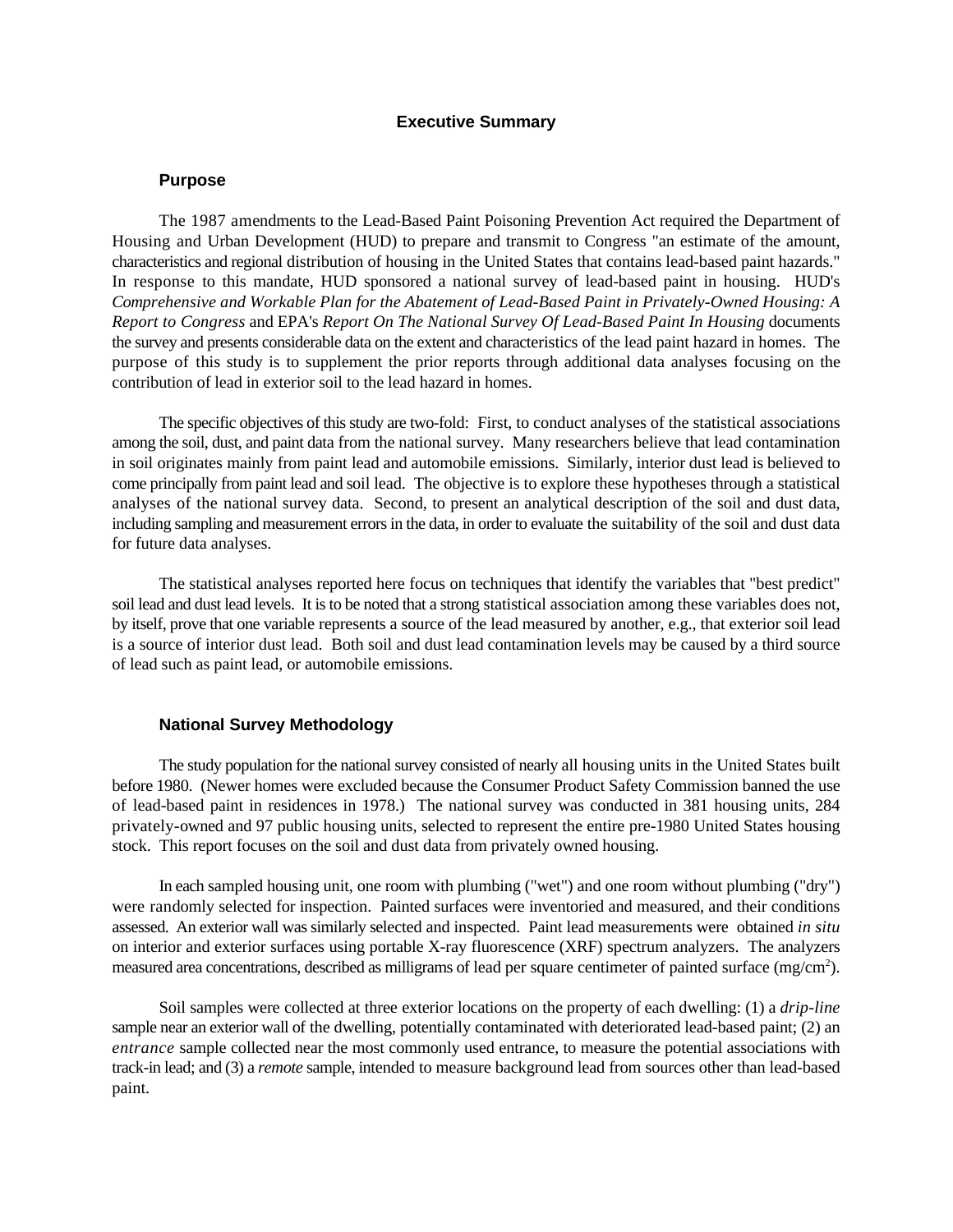# Executive Summary

## Purpose

The 1987 amendments to the Lead-Based Paint Poisoning Prevention Act required the Department of Housing and Urban Development (HUD) to prepare and transmit to Congress "an estimate of the amount, characteristics and regional distribution of housing in the United States that contains lead-based paint hazards." In response to this mandate, HUD sponsored a national survey of lead-based paint in housing. HUD's *Comprehensive and Workable Plan for the Abatement of Lead-Based Paint in Privately-Owned Housing: A Report to Congress* and EPA's *Report On The National Survey Of Lead-Based Paint In Housing* documents the survey and presents considerable data on the extent and characteristics of the lead paint hazard in homes. The purpose of this study is to supplement the prior reports through additional data analyses focusing on the contribution of lead in exterior soil to the lead hazard in homes.

The specific objectives of this study are two-fold: First, to conduct analyses of the statistical associations among the soil, dust, and paint data from the national survey. Many researchers believe that lead contamination in soil originates mainly from paint lead and automobile emissions. Similarly, interior dust lead is believed to come principally from paint lead and soil lead. The objective is to explore these hypotheses through a statistical analyses of the national survey data. Second, to present an analytical description of the soil and dust data, including sampling and measurement errors in the data, in order to evaluate the suitability of the soil and dust data for future data analyses.

The statistical analyses reported here focus on techniques that identify the variables that "best predict" soil lead and dust lead levels. It is to be noted that a strong statistical association among these variables does not, by itself, prove that one variable represents a source of the lead measured by another, e.g., that exterior soil lead is a source of interior dust lead. Both soil and dust lead contamination levels may be caused by a third source of lead such as paint lead, or automobile emissions.

## National Survey Methodology

The study population for the national survey consisted of nearly all housing units in the United States built before 1980. (Newer homes were excluded because the Consumer Product Safety Commission banned the use of lead-based paint in residences in 1978.) The national survey was conducted in 381 housing units, 284 privately-owned and 97 public housing units, selected to represent the entire pre-1980 United States housing stock. This report focuses on the soil and dust data from privately owned housing.

In each sampled housing unit, one room with plumbing ("wet") and one room without plumbing ("dry") were randomly selected for inspection. Painted surfaces were inventoried and measured, and their conditions assessed. An exterior wall was similarly selected and inspected. Paint lead measurements were obtained *in situ* on interior and exterior surfaces using portable X-ray fluorescence (XRF) spectrum analyzers. The analyzers measured area concentrations, described as milligrams of lead per square centimeter of painted surface ($mg/cm^2$).

Soil samples were collected at three exterior locations on the property of each dwelling: (1) a *drip-line* sample near an exterior wall of the dwelling, potentially contaminated with deteriorated lead-based paint; (2) an *entrance* sample collected near the most commonly used entrance, to measure the potential associations with track-in lead; and (3) a *remote* sample, intended to measure background lead from sources other than lead-based paint.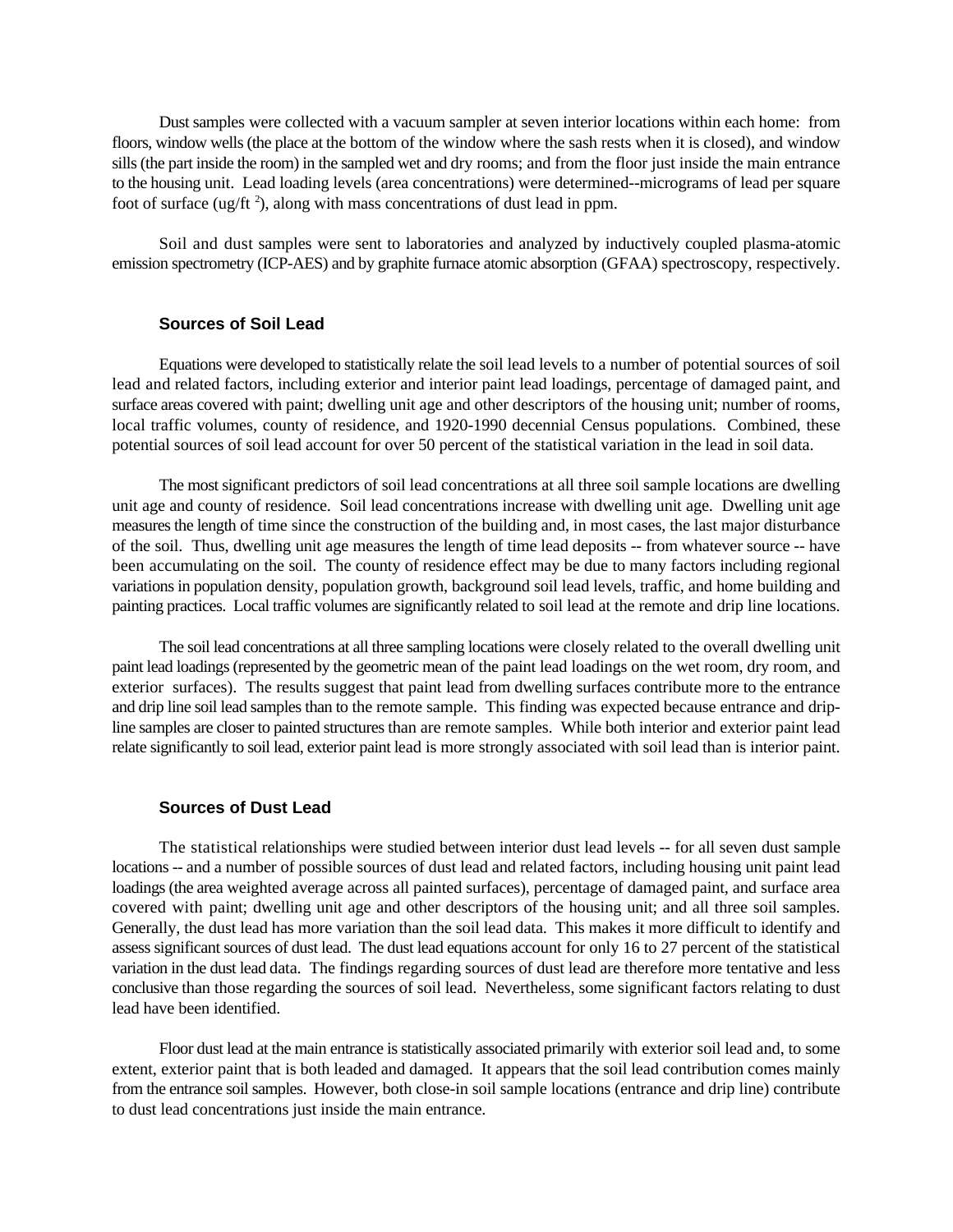Dust samples were collected with a vacuum sampler at seven interior locations within each home: from floors, window wells (the place at the bottom of the window where the sash rests when it is closed), and window sills (the part inside the room) in the sampled wet and dry rooms; and from the floor just inside the main entrance to the housing unit. Lead loading levels (area concentrations) were determined--micrograms of lead per square foot of surface (ug/ft $^2$), along with mass concentrations of dust lead in ppm.

Soil and dust samples were sent to laboratories and analyzed by inductively coupled plasma-atomic emission spectrometry (ICP-AES) and by graphite furnace atomic absorption (GFAA) spectroscopy, respectively.

### Sources of Soil Lead

Equations were developed to statistically relate the soil lead levels to a number of potential sources of soil lead and related factors, including exterior and interior paint lead loadings, percentage of damaged paint, and surface areas covered with paint; dwelling unit age and other descriptors of the housing unit; number of rooms, local traffic volumes, county of residence, and 1920-1990 decennial Census populations. Combined, these potential sources of soil lead account for over 50 percent of the statistical variation in the lead in soil data.

The most significant predictors of soil lead concentrations at all three soil sample locations are dwelling unit age and county of residence. Soil lead concentrations increase with dwelling unit age. Dwelling unit age measures the length of time since the construction of the building and, in most cases, the last major disturbance of the soil. Thus, dwelling unit age measures the length of time lead deposits -- from whatever source -- have been accumulating on the soil. The county of residence effect may be due to many factors including regional variations in population density, population growth, background soil lead levels, traffic, and home building and painting practices. Local traffic volumes are significantly related to soil lead at the remote and drip line locations.

The soil lead concentrations at all three sampling locations were closely related to the overall dwelling unit paint lead loadings (represented by the geometric mean of the paint lead loadings on the wet room, dry room, and exterior surfaces). The results suggest that paint lead from dwelling surfaces contribute more to the entrance and drip line soil lead samples than to the remote sample. This finding was expected because entrance and drip-line samples are closer to painted structures than are remote samples. While both interior and exterior paint lead relate significantly to soil lead, exterior paint lead is more strongly associated with soil lead than is interior paint.

### Sources of Dust Lead

The statistical relationships were studied between interior dust lead levels -- for all seven dust sample locations -- and a number of possible sources of dust lead and related factors, including housing unit paint lead loadings (the area weighted average across all painted surfaces), percentage of damaged paint, and surface area covered with paint; dwelling unit age and other descriptors of the housing unit; and all three soil samples. Generally, the dust lead has more variation than the soil lead data. This makes it more difficult to identify and assess significant sources of dust lead. The dust lead equations account for only 16 to 27 percent of the statistical variation in the dust lead data. The findings regarding sources of dust lead are therefore more tentative and less conclusive than those regarding the sources of soil lead. Nevertheless, some significant factors relating to dust lead have been identified.

Floor dust lead at the main entrance is statistically associated primarily with exterior soil lead and, to some extent, exterior paint that is both leaded and damaged. It appears that the soil lead contribution comes mainly from the entrance soil samples. However, both close-in soil sample locations (entrance and drip line) contribute to dust lead concentrations just inside the main entrance.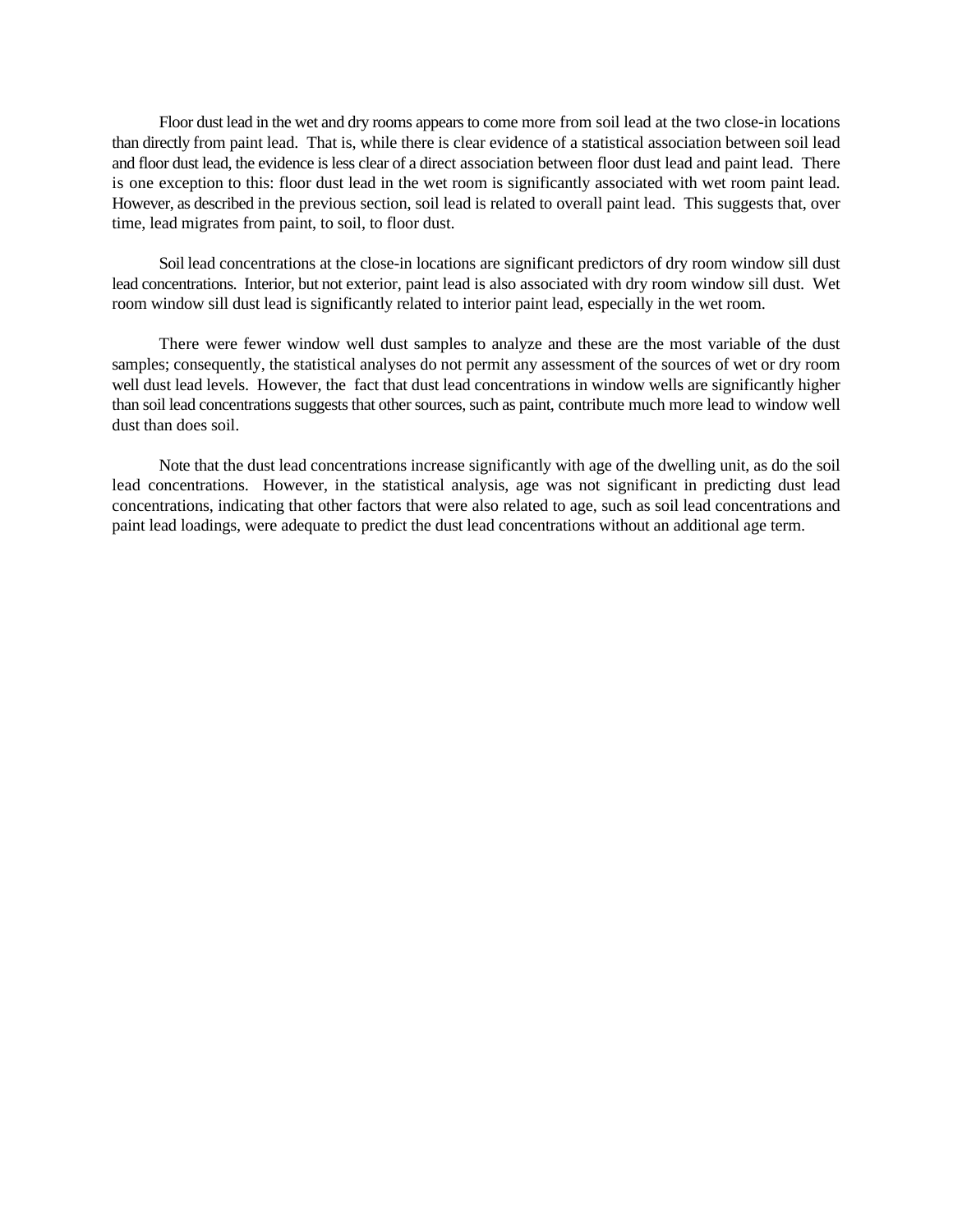Floor dust lead in the wet and dry rooms appears to come more from soil lead at the two close-in locations than directly from paint lead. That is, while there is clear evidence of a statistical association between soil lead and floor dust lead, the evidence is less clear of a direct association between floor dust lead and paint lead. There is one exception to this: floor dust lead in the wet room is significantly associated with wet room paint lead. However, as described in the previous section, soil lead is related to overall paint lead. This suggests that, over time, lead migrates from paint, to soil, to floor dust.

Soil lead concentrations at the close-in locations are significant predictors of dry room window sill dust lead concentrations. Interior, but not exterior, paint lead is also associated with dry room window sill dust. Wet room window sill dust lead is significantly related to interior paint lead, especially in the wet room.

There were fewer window well dust samples to analyze and these are the most variable of the dust samples; consequently, the statistical analyses do not permit any assessment of the sources of wet or dry room well dust lead levels. However, the fact that dust lead concentrations in window wells are significantly higher than soil lead concentrations suggests that other sources, such as paint, contribute much more lead to window well dust than does soil.

Note that the dust lead concentrations increase significantly with age of the dwelling unit, as do the soil lead concentrations. However, in the statistical analysis, age was not significant in predicting dust lead concentrations, indicating that other factors that were also related to age, such as soil lead concentrations and paint lead loadings, were adequate to predict the dust lead concentrations without an additional age term.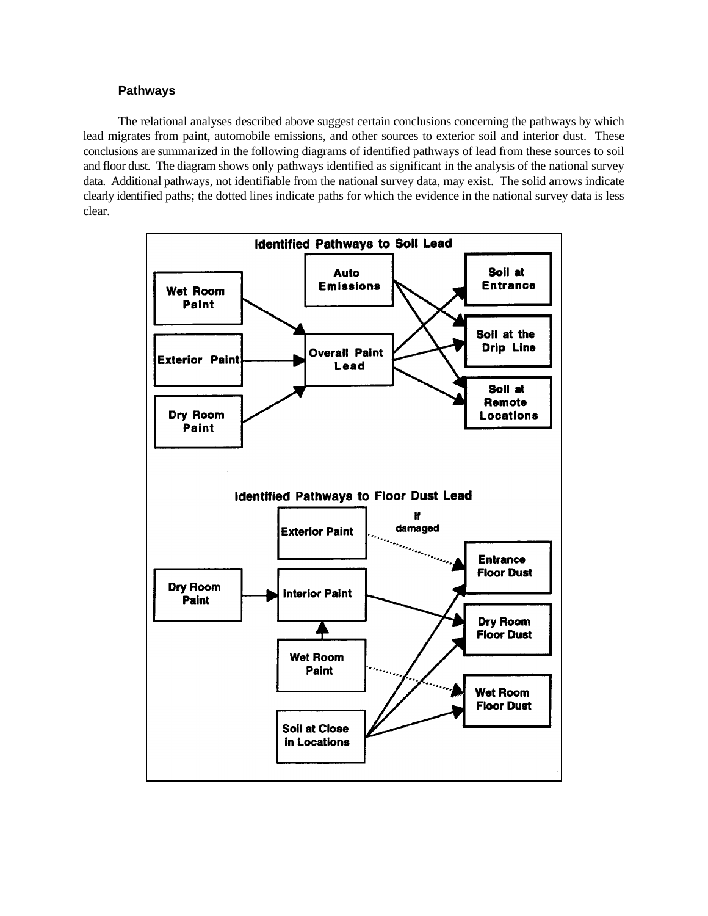### Pathways

The relational analyses described above suggest certain conclusions concerning the pathways by which lead migrates from paint, automobile emissions, and other sources to exterior soil and interior dust. These conclusions are summarized in the following diagrams of identified pathways of lead from these sources to soil and floor dust. The diagram shows only pathways identified as significant in the analysis of the national survey data. Additional pathways, not identifiable from the national survey data, may exist. The solid arrows indicate clearly identified paths; the dotted lines indicate paths for which the evidence in the national survey data is less clear.

**Identified Pathways to Soil Lead**

Wet Room Paint → Overall Paint Lead
Exterior Paint → Overall Paint Lead
Dry Room Paint → Overall Paint Lead
Auto Emissions → Soil at the Drip Line
Auto Emissions → Soil at Remote Locations
Overall Paint Lead → Soil at Entrance
Overall Paint Lead → Soil at the Drip Line
Overall Paint Lead → Soil at Remote Locations

**Identified Pathways to Floor Dust Lead**

Exterior Paint ⇢ Entrance Floor Dust (If damaged)
Dry Room Paint → Interior Paint
Wet Room Paint → Interior Paint
Interior Paint → Dry Room Floor Dust
Wet Room Paint ⇢ Wet Room Floor Dust
Soil at Close in Locations → Entrance Floor Dust
Soil at Close in Locations → Dry Room Floor Dust
Soil at Close in Locations → Wet Room Floor Dust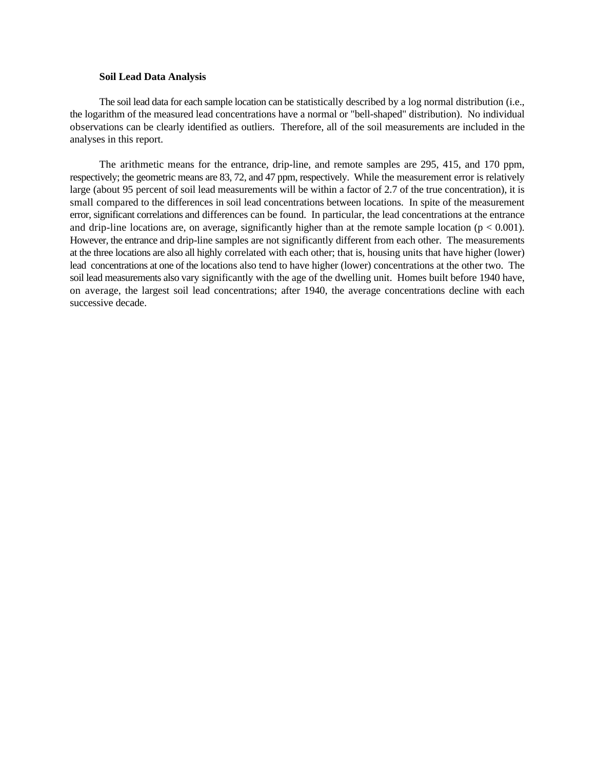**Soil Lead Data Analysis**

The soil lead data for each sample location can be statistically described by a log normal distribution (i.e., the logarithm of the measured lead concentrations have a normal or "bell-shaped" distribution). No individual observations can be clearly identified as outliers. Therefore, all of the soil measurements are included in the analyses in this report.

The arithmetic means for the entrance, drip-line, and remote samples are 295, 415, and 170 ppm, respectively; the geometric means are 83, 72, and 47 ppm, respectively. While the measurement error is relatively large (about 95 percent of soil lead measurements will be within a factor of 2.7 of the true concentration), it is small compared to the differences in soil lead concentrations between locations. In spite of the measurement error, significant correlations and differences can be found. In particular, the lead concentrations at the entrance and drip-line locations are, on average, significantly higher than at the remote sample location ($p < 0.001$). However, the entrance and drip-line samples are not significantly different from each other. The measurements at the three locations are also all highly correlated with each other; that is, housing units that have higher (lower) lead concentrations at one of the locations also tend to have higher (lower) concentrations at the other two. The soil lead measurements also vary significantly with the age of the dwelling unit. Homes built before 1940 have, on average, the largest soil lead concentrations; after 1940, the average concentrations decline with each successive decade.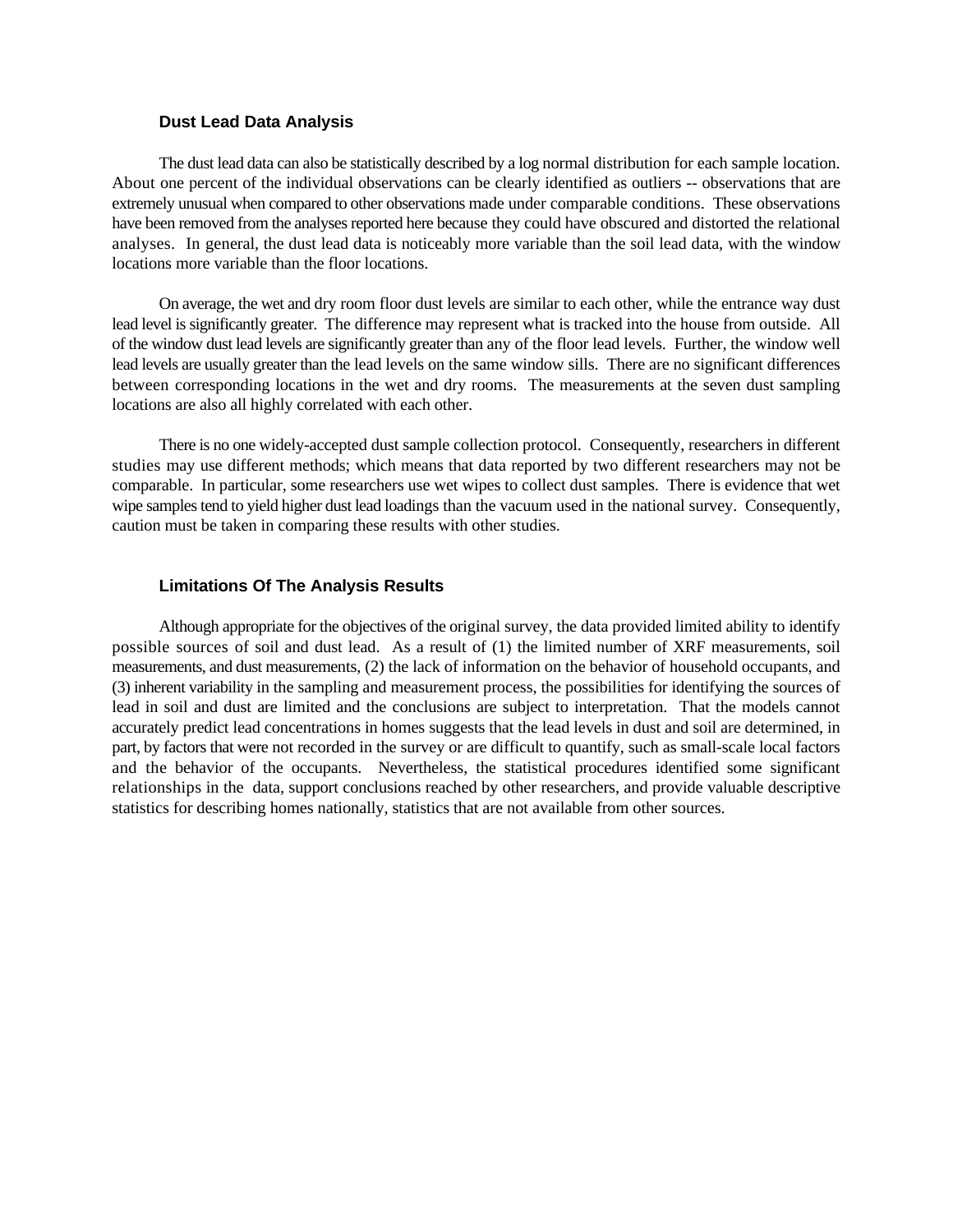### Dust Lead Data Analysis

The dust lead data can also be statistically described by a log normal distribution for each sample location. About one percent of the individual observations can be clearly identified as outliers -- observations that are extremely unusual when compared to other observations made under comparable conditions. These observations have been removed from the analyses reported here because they could have obscured and distorted the relational analyses. In general, the dust lead data is noticeably more variable than the soil lead data, with the window locations more variable than the floor locations.

On average, the wet and dry room floor dust levels are similar to each other, while the entrance way dust lead level is significantly greater. The difference may represent what is tracked into the house from outside. All of the window dust lead levels are significantly greater than any of the floor lead levels. Further, the window well lead levels are usually greater than the lead levels on the same window sills. There are no significant differences between corresponding locations in the wet and dry rooms. The measurements at the seven dust sampling locations are also all highly correlated with each other.

There is no one widely-accepted dust sample collection protocol. Consequently, researchers in different studies may use different methods; which means that data reported by two different researchers may not be comparable. In particular, some researchers use wet wipes to collect dust samples. There is evidence that wet wipe samples tend to yield higher dust lead loadings than the vacuum used in the national survey. Consequently, caution must be taken in comparing these results with other studies.

### Limitations Of The Analysis Results

Although appropriate for the objectives of the original survey, the data provided limited ability to identify possible sources of soil and dust lead. As a result of (1) the limited number of XRF measurements, soil measurements, and dust measurements, (2) the lack of information on the behavior of household occupants, and (3) inherent variability in the sampling and measurement process, the possibilities for identifying the sources of lead in soil and dust are limited and the conclusions are subject to interpretation. That the models cannot accurately predict lead concentrations in homes suggests that the lead levels in dust and soil are determined, in part, by factors that were not recorded in the survey or are difficult to quantify, such as small-scale local factors and the behavior of the occupants. Nevertheless, the statistical procedures identified some significant relationships in the data, support conclusions reached by other researchers, and provide valuable descriptive statistics for describing homes nationally, statistics that are not available from other sources.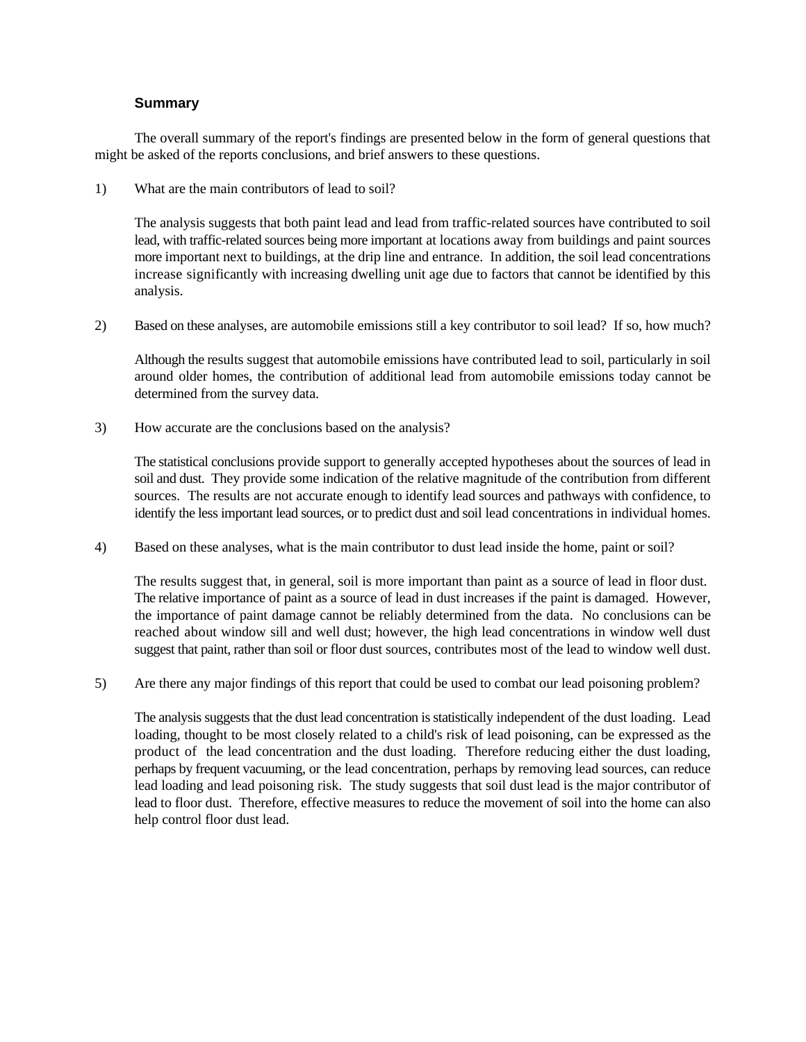### Summary

The overall summary of the report's findings are presented below in the form of general questions that might be asked of the reports conclusions, and brief answers to these questions.

1) What are the main contributors of lead to soil?

   The analysis suggests that both paint lead and lead from traffic-related sources have contributed to soil lead, with traffic-related sources being more important at locations away from buildings and paint sources more important next to buildings, at the drip line and entrance. In addition, the soil lead concentrations increase significantly with increasing dwelling unit age due to factors that cannot be identified by this analysis.

2) Based on these analyses, are automobile emissions still a key contributor to soil lead? If so, how much?

   Although the results suggest that automobile emissions have contributed lead to soil, particularly in soil around older homes, the contribution of additional lead from automobile emissions today cannot be determined from the survey data.

3) How accurate are the conclusions based on the analysis?

   The statistical conclusions provide support to generally accepted hypotheses about the sources of lead in soil and dust. They provide some indication of the relative magnitude of the contribution from different sources. The results are not accurate enough to identify lead sources and pathways with confidence, to identify the less important lead sources, or to predict dust and soil lead concentrations in individual homes.

4) Based on these analyses, what is the main contributor to dust lead inside the home, paint or soil?

   The results suggest that, in general, soil is more important than paint as a source of lead in floor dust. The relative importance of paint as a source of lead in dust increases if the paint is damaged. However, the importance of paint damage cannot be reliably determined from the data. No conclusions can be reached about window sill and well dust; however, the high lead concentrations in window well dust suggest that paint, rather than soil or floor dust sources, contributes most of the lead to window well dust.

5) Are there any major findings of this report that could be used to combat our lead poisoning problem?

   The analysis suggests that the dust lead concentration is statistically independent of the dust loading. Lead loading, thought to be most closely related to a child's risk of lead poisoning, can be expressed as the product of the lead concentration and the dust loading. Therefore reducing either the dust loading, perhaps by frequent vacuuming, or the lead concentration, perhaps by removing lead sources, can reduce lead loading and lead poisoning risk. The study suggests that soil dust lead is the major contributor of lead to floor dust. Therefore, effective measures to reduce the movement of soil into the home can also help control floor dust lead.